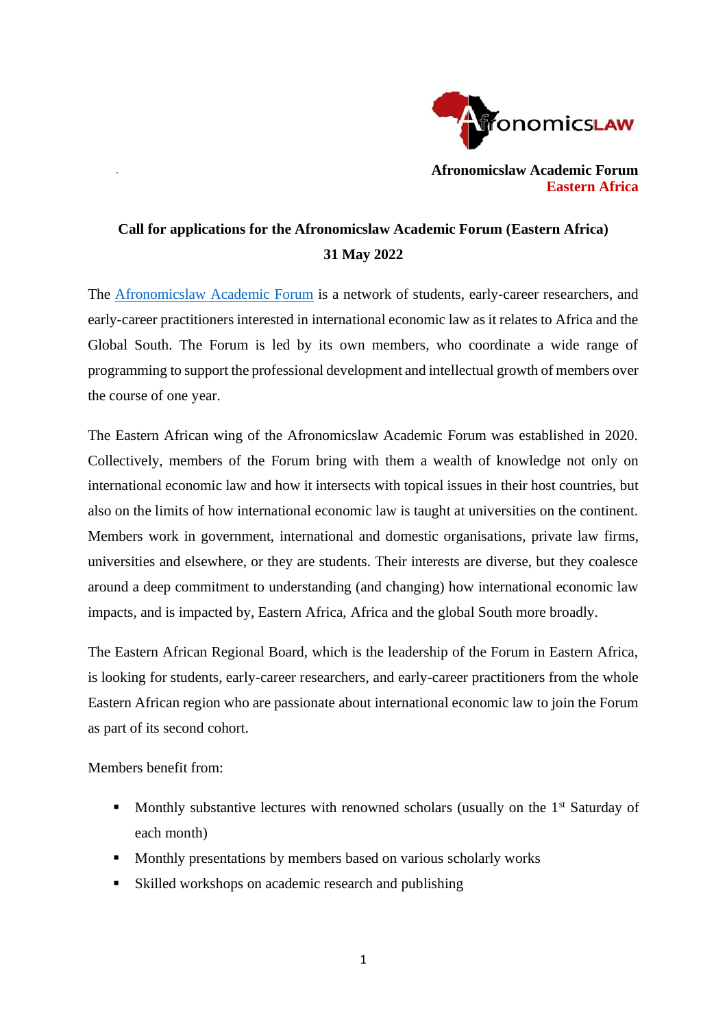**Afronomicslaw Academic Forum**
**Eastern Africa**

# Call for applications for the Afronomicslaw Academic Forum (Eastern Africa)

**31 May 2022**

The [Afronomicslaw Academic Forum](#) is a network of students, early-career researchers, and early-career practitioners interested in international economic law as it relates to Africa and the Global South. The Forum is led by its own members, who coordinate a wide range of programming to support the professional development and intellectual growth of members over the course of one year.

The Eastern African wing of the Afronomicslaw Academic Forum was established in 2020. Collectively, members of the Forum bring with them a wealth of knowledge not only on international economic law and how it intersects with topical issues in their host countries, but also on the limits of how international economic law is taught at universities on the continent. Members work in government, international and domestic organisations, private law firms, universities and elsewhere, or they are students. Their interests are diverse, but they coalesce around a deep commitment to understanding (and changing) how international economic law impacts, and is impacted by, Eastern Africa, Africa and the global South more broadly.

The Eastern African Regional Board, which is the leadership of the Forum in Eastern Africa, is looking for students, early-career researchers, and early-career practitioners from the whole Eastern African region who are passionate about international economic law to join the Forum as part of its second cohort.

Members benefit from:

- Monthly substantive lectures with renowned scholars (usually on the 1st Saturday of each month)
- Monthly presentations by members based on various scholarly works
- Skilled workshops on academic research and publishing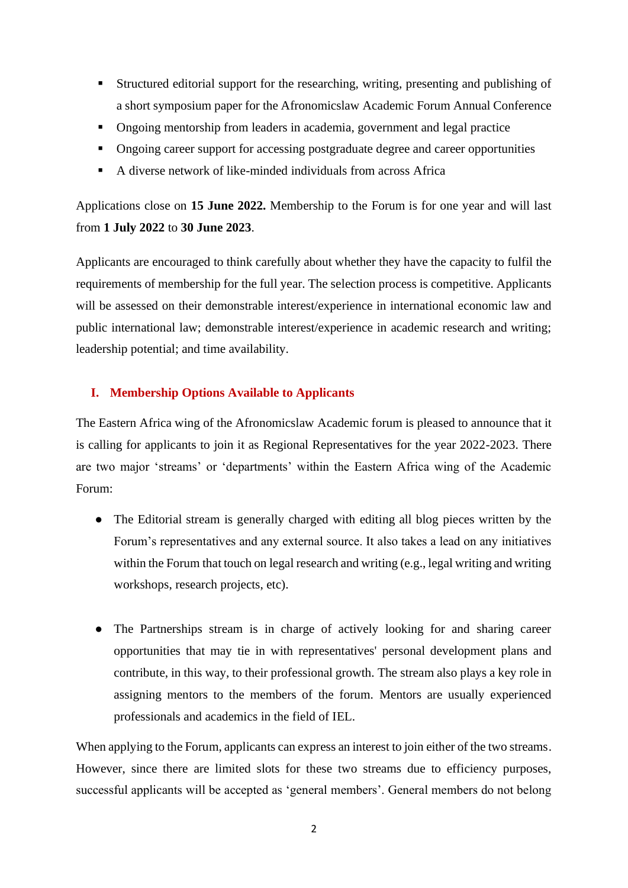- Structured editorial support for the researching, writing, presenting and publishing of a short symposium paper for the Afronomicslaw Academic Forum Annual Conference
- Ongoing mentorship from leaders in academia, government and legal practice
- Ongoing career support for accessing postgraduate degree and career opportunities
- A diverse network of like-minded individuals from across Africa

Applications close on **15 June 2022.** Membership to the Forum is for one year and will last from **1 July 2022** to **30 June 2023**.

Applicants are encouraged to think carefully about whether they have the capacity to fulfil the requirements of membership for the full year. The selection process is competitive. Applicants will be assessed on their demonstrable interest/experience in international economic law and public international law; demonstrable interest/experience in academic research and writing; leadership potential; and time availability.

## I. Membership Options Available to Applicants

The Eastern Africa wing of the Afronomicslaw Academic forum is pleased to announce that it is calling for applicants to join it as Regional Representatives for the year 2022-2023. There are two major 'streams' or 'departments' within the Eastern Africa wing of the Academic Forum:

- The Editorial stream is generally charged with editing all blog pieces written by the Forum's representatives and any external source. It also takes a lead on any initiatives within the Forum that touch on legal research and writing (e.g., legal writing and writing workshops, research projects, etc).

- The Partnerships stream is in charge of actively looking for and sharing career opportunities that may tie in with representatives' personal development plans and contribute, in this way, to their professional growth. The stream also plays a key role in assigning mentors to the members of the forum. Mentors are usually experienced professionals and academics in the field of IEL.

When applying to the Forum, applicants can express an interest to join either of the two streams. However, since there are limited slots for these two streams due to efficiency purposes, successful applicants will be accepted as 'general members'. General members do not belong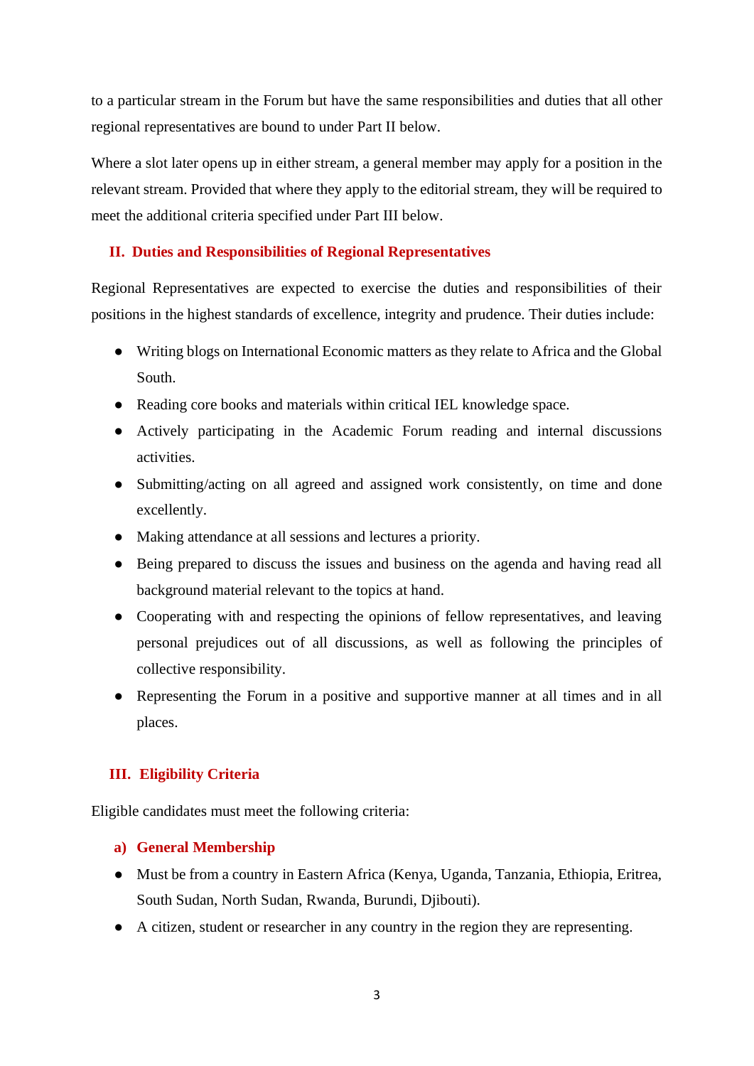to a particular stream in the Forum but have the same responsibilities and duties that all other regional representatives are bound to under Part II below.

Where a slot later opens up in either stream, a general member may apply for a position in the relevant stream. Provided that where they apply to the editorial stream, they will be required to meet the additional criteria specified under Part III below.

## II. Duties and Responsibilities of Regional Representatives

Regional Representatives are expected to exercise the duties and responsibilities of their positions in the highest standards of excellence, integrity and prudence. Their duties include:

- Writing blogs on International Economic matters as they relate to Africa and the Global South.
- Reading core books and materials within critical IEL knowledge space.
- Actively participating in the Academic Forum reading and internal discussions activities.
- Submitting/acting on all agreed and assigned work consistently, on time and done excellently.
- Making attendance at all sessions and lectures a priority.
- Being prepared to discuss the issues and business on the agenda and having read all background material relevant to the topics at hand.
- Cooperating with and respecting the opinions of fellow representatives, and leaving personal prejudices out of all discussions, as well as following the principles of collective responsibility.
- Representing the Forum in a positive and supportive manner at all times and in all places.

## III. Eligibility Criteria

Eligible candidates must meet the following criteria:

### a) General Membership

- Must be from a country in Eastern Africa (Kenya, Uganda, Tanzania, Ethiopia, Eritrea, South Sudan, North Sudan, Rwanda, Burundi, Djibouti).
- A citizen, student or researcher in any country in the region they are representing.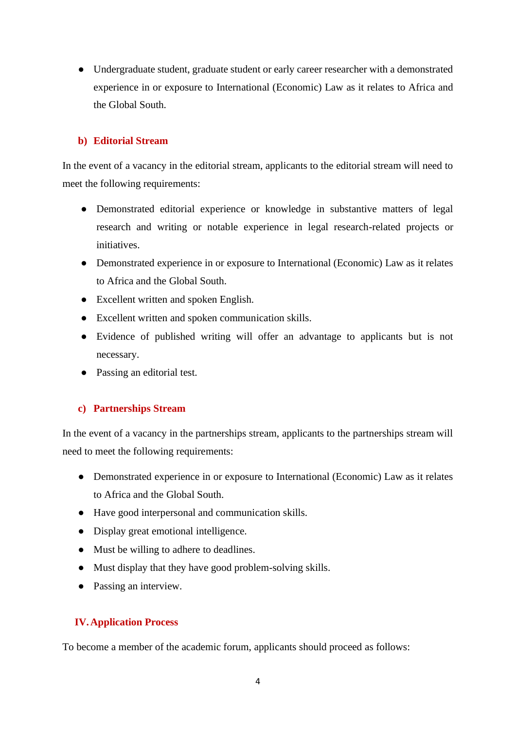- Undergraduate student, graduate student or early career researcher with a demonstrated experience in or exposure to International (Economic) Law as it relates to Africa and the Global South.

### b) Editorial Stream

In the event of a vacancy in the editorial stream, applicants to the editorial stream will need to meet the following requirements:

- Demonstrated editorial experience or knowledge in substantive matters of legal research and writing or notable experience in legal research-related projects or initiatives.
- Demonstrated experience in or exposure to International (Economic) Law as it relates to Africa and the Global South.
- Excellent written and spoken English.
- Excellent written and spoken communication skills.
- Evidence of published writing will offer an advantage to applicants but is not necessary.
- Passing an editorial test.

### c) Partnerships Stream

In the event of a vacancy in the partnerships stream, applicants to the partnerships stream will need to meet the following requirements:

- Demonstrated experience in or exposure to International (Economic) Law as it relates to Africa and the Global South.
- Have good interpersonal and communication skills.
- Display great emotional intelligence.
- Must be willing to adhere to deadlines.
- Must display that they have good problem-solving skills.
- Passing an interview.

## IV. Application Process

To become a member of the academic forum, applicants should proceed as follows: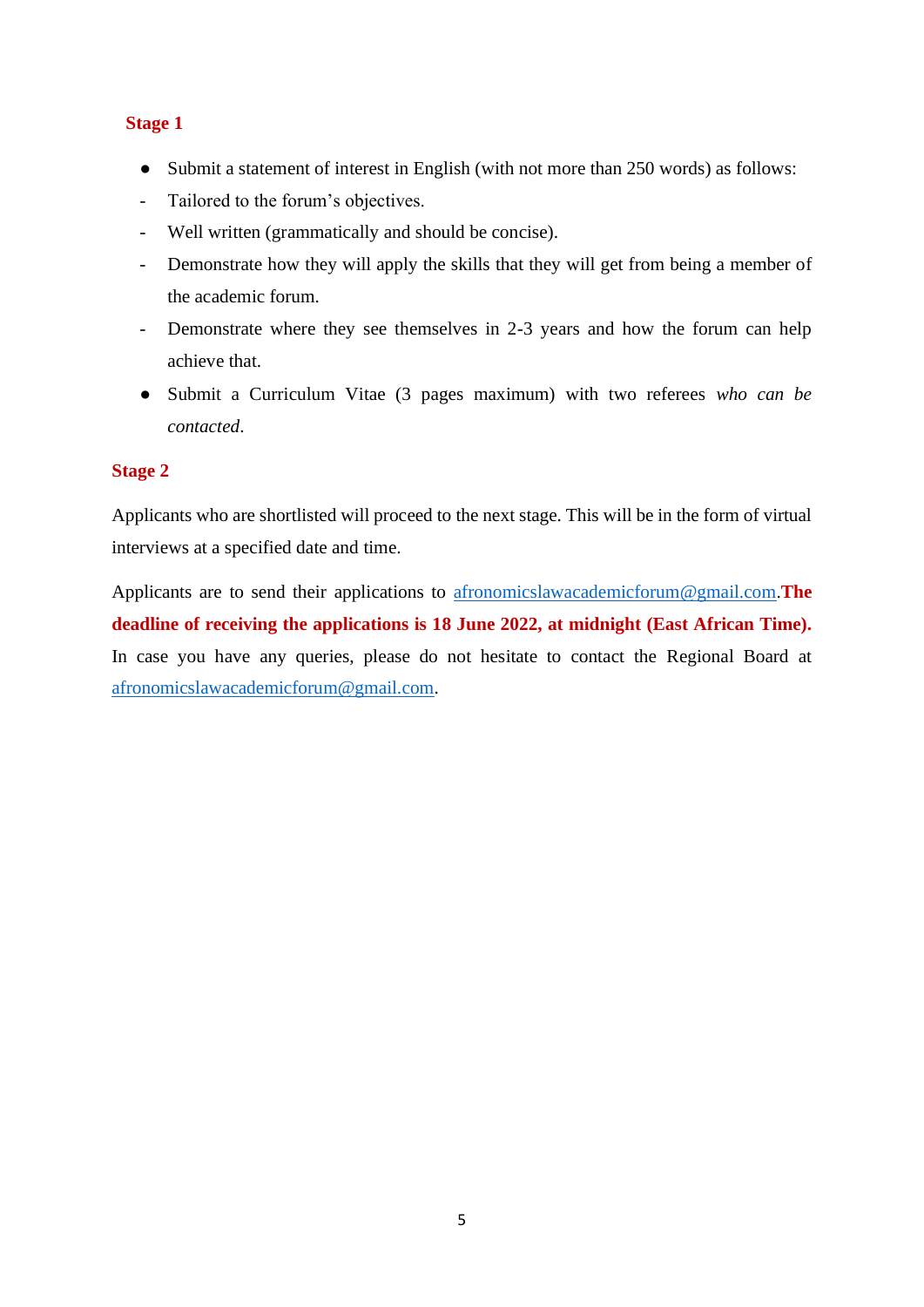**Stage 1**

- Submit a statement of interest in English (with not more than 250 words) as follows:
  - Tailored to the forum's objectives.
  - Well written (grammatically and should be concise).
  - Demonstrate how they will apply the skills that they will get from being a member of the academic forum.
  - Demonstrate where they see themselves in 2-3 years and how the forum can help achieve that.
- Submit a Curriculum Vitae (3 pages maximum) with two referees *who can be contacted*.

**Stage 2**

Applicants who are shortlisted will proceed to the next stage. This will be in the form of virtual interviews at a specified date and time.

Applicants are to send their applications to afronomicslawacademicforum@gmail.com.**The deadline of receiving the applications is 18 June 2022, at midnight (East African Time).** In case you have any queries, please do not hesitate to contact the Regional Board at afronomicslawacademicforum@gmail.com.